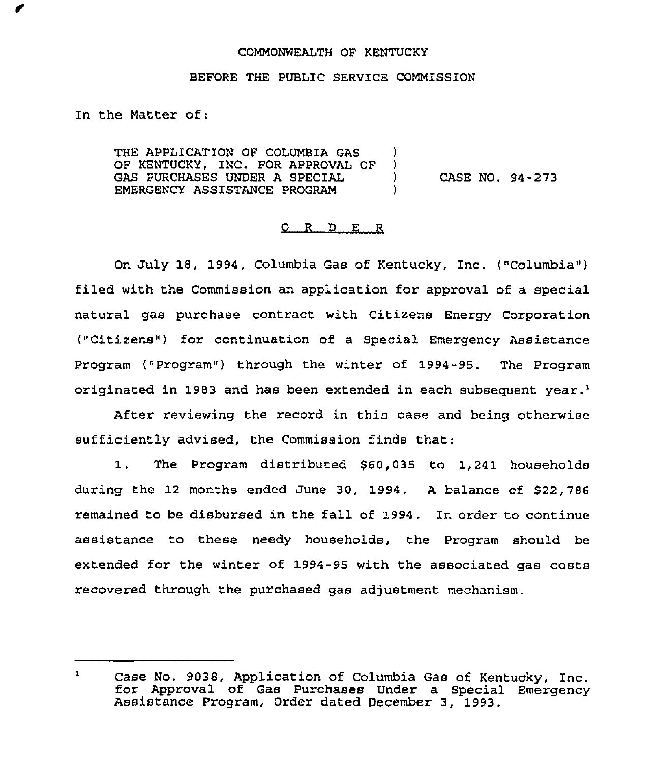COMMONWEALTH OF KENTUCKY

BEFORE THE PUBLIC SERVICE COMMISSION

In the Matter of:

THE APPLICATION OF COLUMBIA GAS OF KENTUCKY, INC. FOR APPROVAL OF GAS PURCHASES UNDER A SPECIAL EMERGENCY ASSISTANCE PROGRAM ) CASE NO. 94-273

O R D E R

On July 18, 1994, Columbia Gas of Kentucky, Inc. ("Columbia") filed with the Commission an application for approval of a special natural gas purchase contract with Citizens Energy Corporation ("Citizens") for continuation of a Special Emergency Assistance Program ("Program") through the winter of 1994-95. The Program originated in 1983 and has been extended in each subsequent year.[1]

After reviewing the record in this case and being otherwise sufficiently advised, the Commission finds that:

1. The Program distributed $60,035 to 1,241 households during the 12 months ended June 30, 1994. A balance of $22,786 remained to be disbursed in the fall of 1994. In order to continue assistance to these needy households, the Program should be extended for the winter of 1994-95 with the associated gas costs recovered through the purchased gas adjustment mechanism.

---

[1] Case No. 9038, Application of Columbia Gas of Kentucky, Inc. for Approval of Gas Purchases Under a Special Emergency Assistance Program, Order dated December 3, 1993.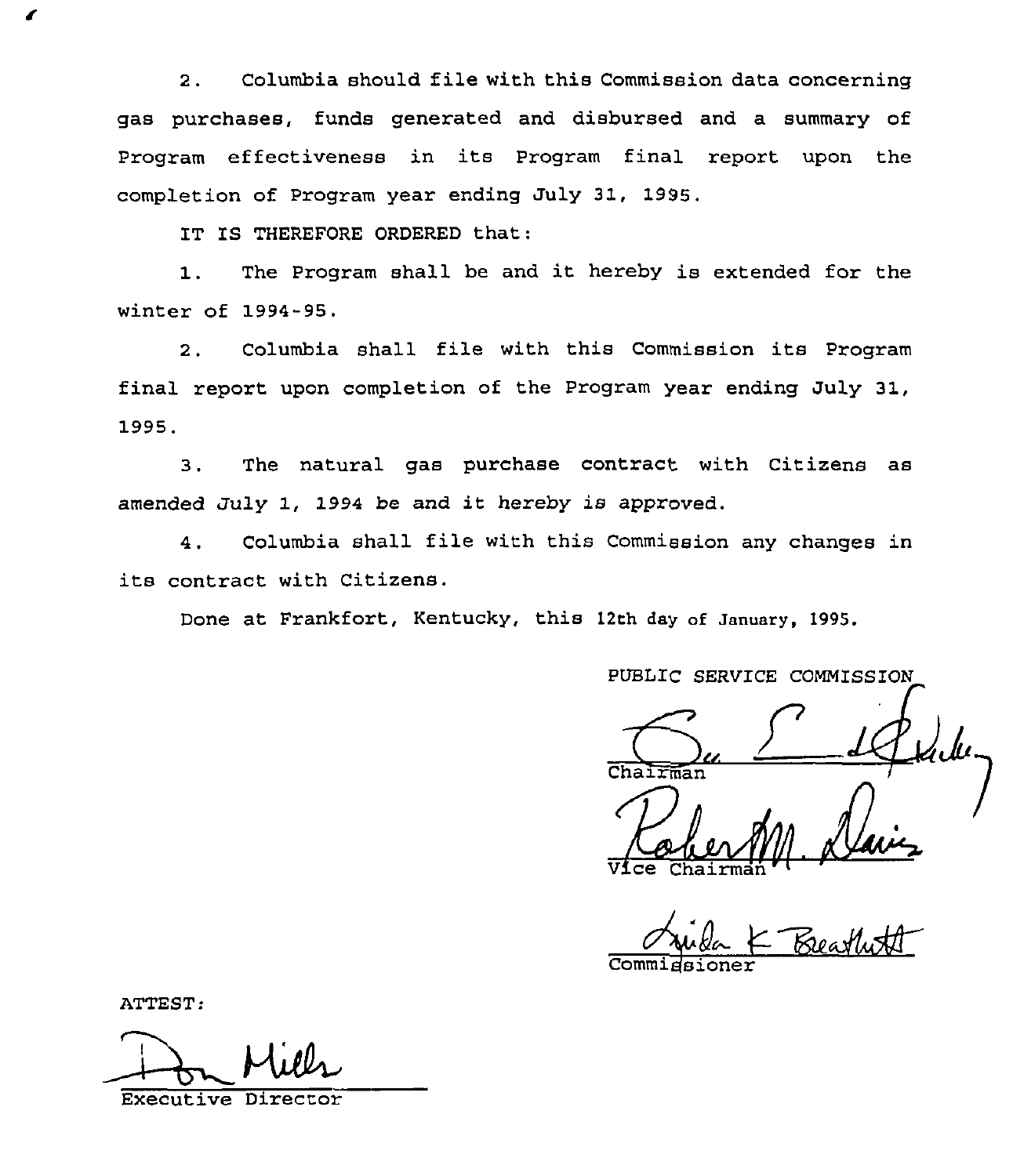2. Columbia should file with this Commission data concerning gas purchases, funds generated and disbursed and a summary of Program effectiveness in its Program final report upon the completion of Program year ending July 31, 1995.

IT IS THEREFORE ORDERED that:

1. The Program shall be and it hereby is extended for the winter of 1994-95.

2. Columbia shall file with this Commission its Program final report upon completion of the Program year ending July 31, 1995.

3. The natural gas purchase contract with Citizens as amended July 1, 1994 be and it hereby is approved.

4. Columbia shall file with this Commission any changes in its contract with Citizens.

Done at Frankfort, Kentucky, this 12th day of January, 1995.

PUBLIC SERVICE COMMISSION

Chairman

Vice Chairman

Commissioner

ATTEST:

Executive Director